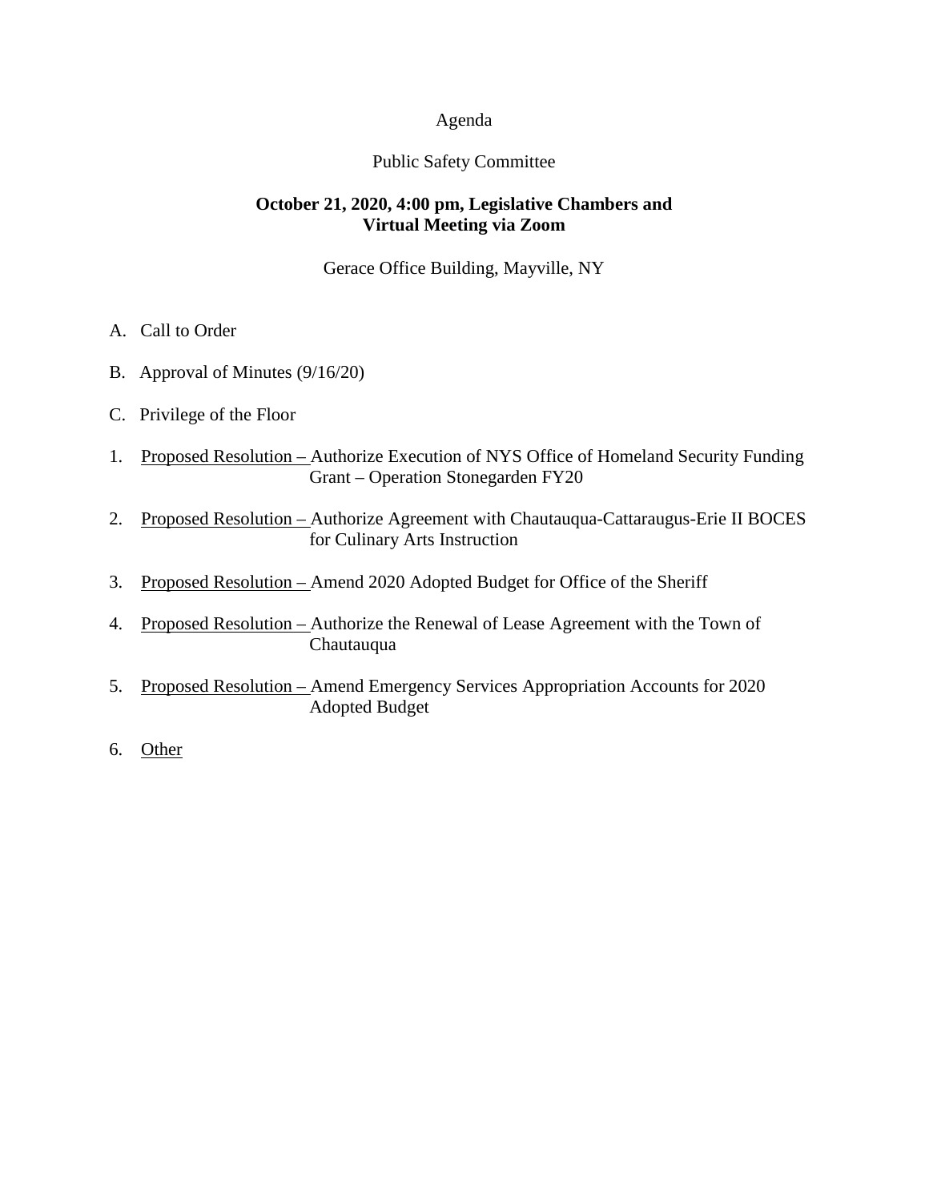Agenda

Public Safety Committee

**October 21, 2020, 4:00 pm, Legislative Chambers and Virtual Meeting via Zoom**

Gerace Office Building, Mayville, NY

A. Call to Order

B. Approval of Minutes (9/16/20)

C. Privilege of the Floor

1. Proposed Resolution – Authorize Execution of NYS Office of Homeland Security Funding Grant – Operation Stonegarden FY20

2. Proposed Resolution – Authorize Agreement with Chautauqua-Cattaraugus-Erie II BOCES for Culinary Arts Instruction

3. Proposed Resolution – Amend 2020 Adopted Budget for Office of the Sheriff

4. Proposed Resolution – Authorize the Renewal of Lease Agreement with the Town of Chautauqua

5. Proposed Resolution – Amend Emergency Services Appropriation Accounts for 2020 Adopted Budget

6. Other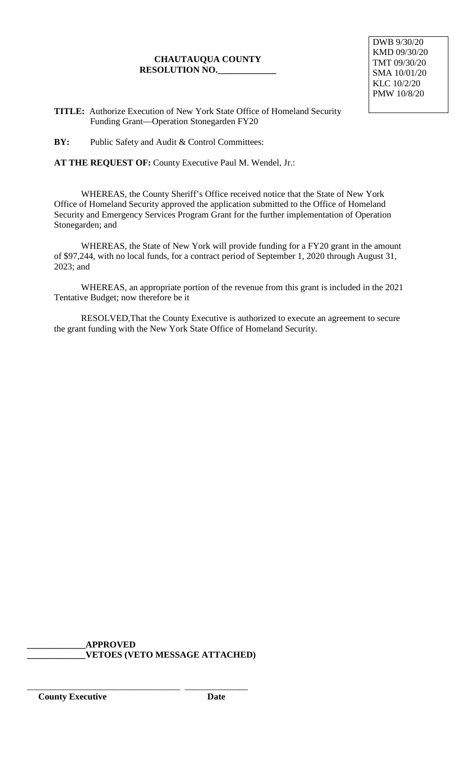DWB 9/30/20
KMD 09/30/20
TMT 09/30/20
SMA 10/01/20
KLC 10/2/20
PMW 10/8/20

**CHAUTAUQUA COUNTY**
**RESOLUTION NO.____________**

**TITLE:** Authorize Execution of New York State Office of Homeland Security Funding Grant—Operation Stonegarden FY20

**BY:** Public Safety and Audit & Control Committees:

**AT THE REQUEST OF:** County Executive Paul M. Wendel, Jr.:

WHEREAS, the County Sheriff's Office received notice that the State of New York Office of Homeland Security approved the application submitted to the Office of Homeland Security and Emergency Services Program Grant for the further implementation of Operation Stonegarden; and

WHEREAS, the State of New York will provide funding for a FY20 grant in the amount of $97,244, with no local funds, for a contract period of September 1, 2020 through August 31, 2023; and

WHEREAS, an appropriate portion of the revenue from this grant is included in the 2021 Tentative Budget; now therefore be it

RESOLVED,That the County Executive is authorized to execute an agreement to secure the grant funding with the New York State Office of Homeland Security.

**____________APPROVED**
**____________VETOES (VETO MESSAGE ATTACHED)**

_______________________________ ____________
**County Executive** **Date**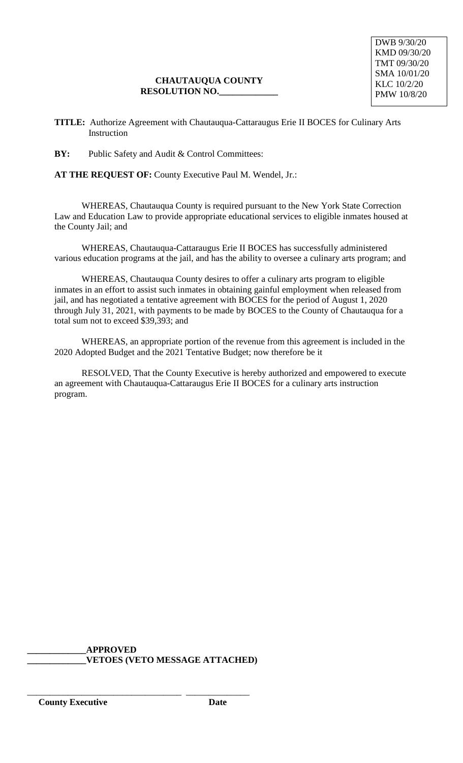DWB 9/30/20
KMD 09/30/20
TMT 09/30/20
SMA 10/01/20
KLC 10/2/20
PMW 10/8/20

**CHAUTAUQUA COUNTY**
**RESOLUTION NO.\_\_\_\_\_\_\_\_\_\_\_\_\_**

**TITLE:** Authorize Agreement with Chautauqua-Cattaraugus Erie II BOCES for Culinary Arts Instruction

**BY:** Public Safety and Audit & Control Committees:

**AT THE REQUEST OF:** County Executive Paul M. Wendel, Jr.:

WHEREAS, Chautauqua County is required pursuant to the New York State Correction Law and Education Law to provide appropriate educational services to eligible inmates housed at the County Jail; and

WHEREAS, Chautauqua-Cattaraugus Erie II BOCES has successfully administered various education programs at the jail, and has the ability to oversee a culinary arts program; and

WHEREAS, Chautauqua County desires to offer a culinary arts program to eligible inmates in an effort to assist such inmates in obtaining gainful employment when released from jail, and has negotiated a tentative agreement with BOCES for the period of August 1, 2020 through July 31, 2021, with payments to be made by BOCES to the County of Chautauqua for a total sum not to exceed $39,393; and

WHEREAS, an appropriate portion of the revenue from this agreement is included in the 2020 Adopted Budget and the 2021 Tentative Budget; now therefore be it

RESOLVED, That the County Executive is hereby authorized and empowered to execute an agreement with Chautauqua-Cattaraugus Erie II BOCES for a culinary arts instruction program.

**\_\_\_\_\_\_\_\_\_\_\_\_\_APPROVED**
**\_\_\_\_\_\_\_\_\_\_\_\_\_VETOES (VETO MESSAGE ATTACHED)**

\_\_\_\_\_\_\_\_\_\_\_\_\_\_\_\_\_\_\_\_\_\_\_\_\_\_\_\_\_\_\_\_\_\_ \_\_\_\_\_\_\_\_\_\_\_\_\_\_

**County Executive** **Date**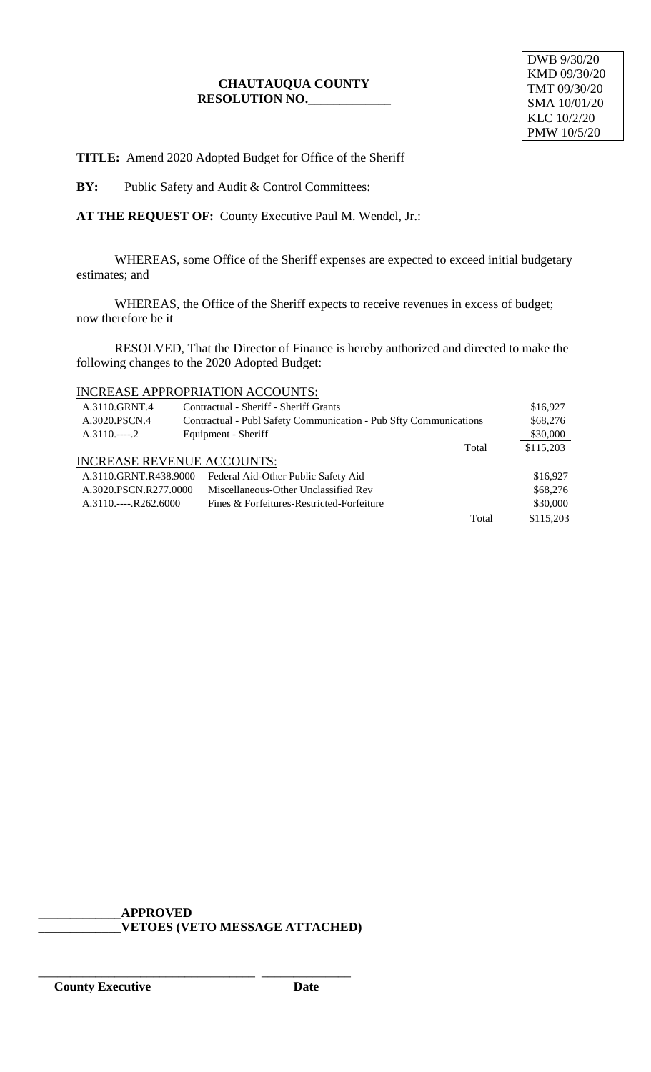DWB 9/30/20
KMD 09/30/20
TMT 09/30/20
SMA 10/01/20
KLC 10/2/20
PMW 10/5/20

**CHAUTAUQUA COUNTY**
**RESOLUTION NO.____________**

**TITLE:** Amend 2020 Adopted Budget for Office of the Sheriff

**BY:** Public Safety and Audit & Control Committees:

**AT THE REQUEST OF:** County Executive Paul M. Wendel, Jr.:

WHEREAS, some Office of the Sheriff expenses are expected to exceed initial budgetary estimates; and

WHEREAS, the Office of the Sheriff expects to receive revenues in excess of budget; now therefore be it

RESOLVED, That the Director of Finance is hereby authorized and directed to make the following changes to the 2020 Adopted Budget:

INCREASE APPROPRIATION ACCOUNTS:

| Account | Description | | Amount |
|---|---|---|---|
| A.3110.GRNT.4 | Contractual - Sheriff - Sheriff Grants | | $16,927 |
| A.3020.PSCN.4 | Contractual - Publ Safety Communication - Pub Sfty Communications | | $68,276 |
| A.3110.----.2 | Equipment - Sheriff | | $30,000 |
| | | Total | $115,203 |

INCREASE REVENUE ACCOUNTS:

| Account | Description | | Amount |
|---|---|---|---|
| A.3110.GRNT.R438.9000 | Federal Aid-Other Public Safety Aid | | $16,927 |
| A.3020.PSCN.R277.0000 | Miscellaneous-Other Unclassified Rev | | $68,276 |
| A.3110.----.R262.6000 | Fines & Forfeitures-Restricted-Forfeiture | | $30,000 |
| | | Total | $115,203 |

**____________APPROVED**
**____________VETOES (VETO MESSAGE ATTACHED)**

_________________________________ ______________
**County Executive** **Date**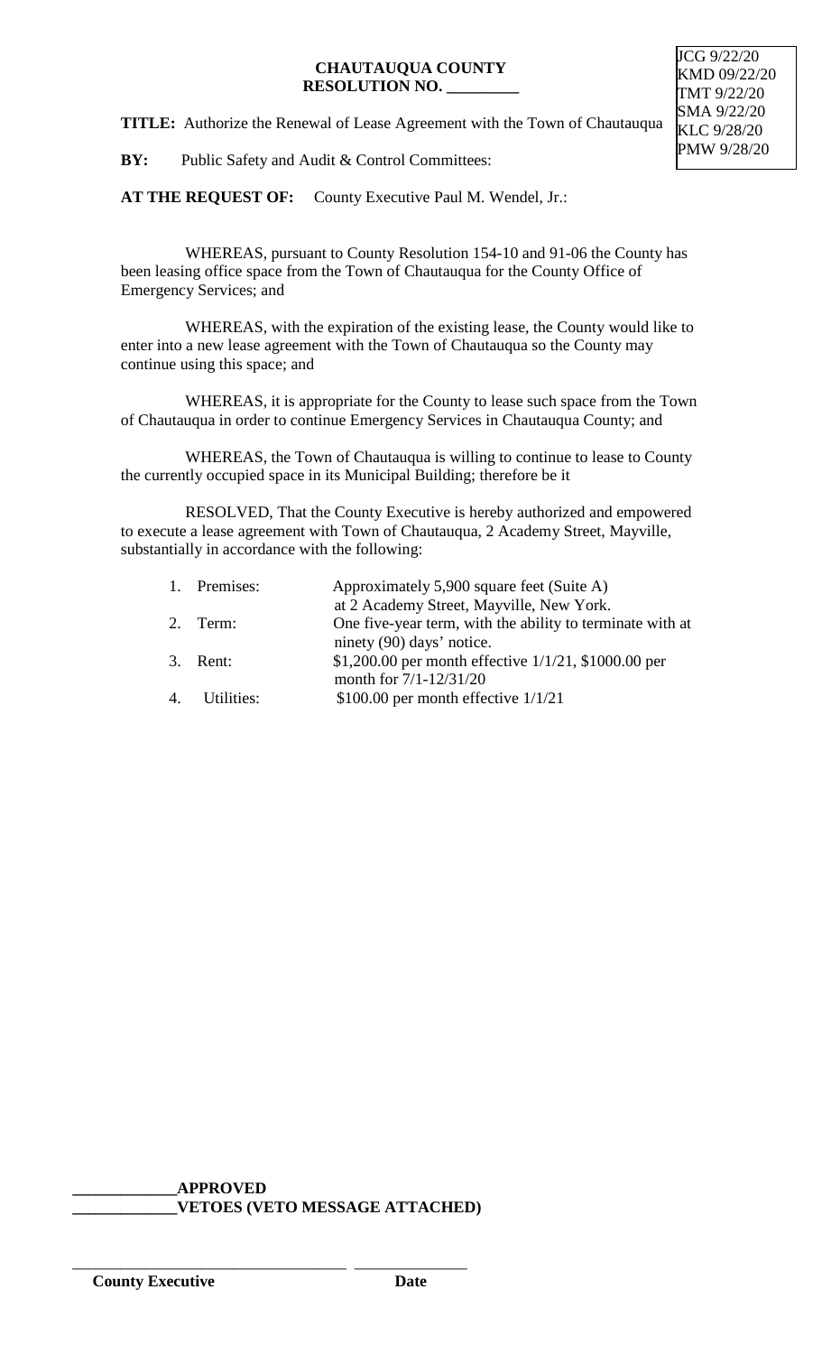JCG 9/22/20
KMD 09/22/20
TMT 9/22/20
SMA 9/22/20
KLC 9/28/20
PMW 9/28/20

**CHAUTAUQUA COUNTY**
**RESOLUTION NO. _________**

**TITLE:** Authorize the Renewal of Lease Agreement with the Town of Chautauqua

**BY:** Public Safety and Audit & Control Committees:

**AT THE REQUEST OF:** County Executive Paul M. Wendel, Jr.:

WHEREAS, pursuant to County Resolution 154-10 and 91-06 the County has been leasing office space from the Town of Chautauqua for the County Office of Emergency Services; and

WHEREAS, with the expiration of the existing lease, the County would like to enter into a new lease agreement with the Town of Chautauqua so the County may continue using this space; and

WHEREAS, it is appropriate for the County to lease such space from the Town of Chautauqua in order to continue Emergency Services in Chautauqua County; and

WHEREAS, the Town of Chautauqua is willing to continue to lease to County the currently occupied space in its Municipal Building; therefore be it

RESOLVED, That the County Executive is hereby authorized and empowered to execute a lease agreement with Town of Chautauqua, 2 Academy Street, Mayville, substantially in accordance with the following:

1. Premises: Approximately 5,900 square feet (Suite A) at 2 Academy Street, Mayville, New York.
2. Term: One five-year term, with the ability to terminate with at ninety (90) days' notice.
3. Rent: $1,200.00 per month effective 1/1/21, $1000.00 per month for 7/1-12/31/20
4. Utilities: $100.00 per month effective 1/1/21

_____________**APPROVED**
_____________**VETOES (VETO MESSAGE ATTACHED)**

___________________________________ _______________
**County Executive** **Date**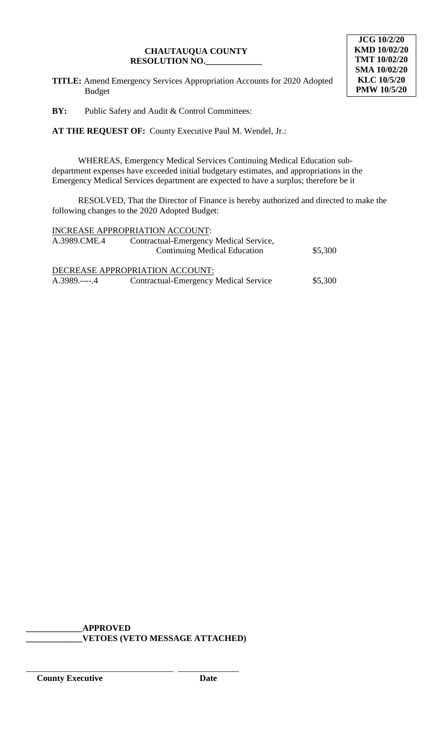**CHAUTAUQUA COUNTY**
**RESOLUTION NO.____________**

**JCG 10/2/20**
**KMD 10/02/20**
**TMT 10/02/20**
**SMA 10/02/20**
**KLC 10/5/20**
**PMW 10/5/20**

**TITLE:** Amend Emergency Services Appropriation Accounts for 2020 Adopted Budget

**BY:** Public Safety and Audit & Control Committees:

**AT THE REQUEST OF:** County Executive Paul M. Wendel, Jr.:

WHEREAS, Emergency Medical Services Continuing Medical Education sub-department expenses have exceeded initial budgetary estimates, and appropriations in the Emergency Medical Services department are expected to have a surplus; therefore be it

RESOLVED, That the Director of Finance is hereby authorized and directed to make the following changes to the 2020 Adopted Budget:

<u>INCREASE APPROPRIATION ACCOUNT</u>:

| | | |
|---|---|---|
| A.3989.CME.4 | Contractual-Emergency Medical Service, Continuing Medical Education | $5,300 |

<u>DECREASE APPROPRIATION ACCOUNT:</u>

| | | |
|---|---|---|
| A.3989.----.4 | Contractual-Emergency Medical Service | $5,300 |

**____________APPROVED**
**____________VETOES (VETO MESSAGE ATTACHED)**

________________________________ ______________
**County Executive** **Date**